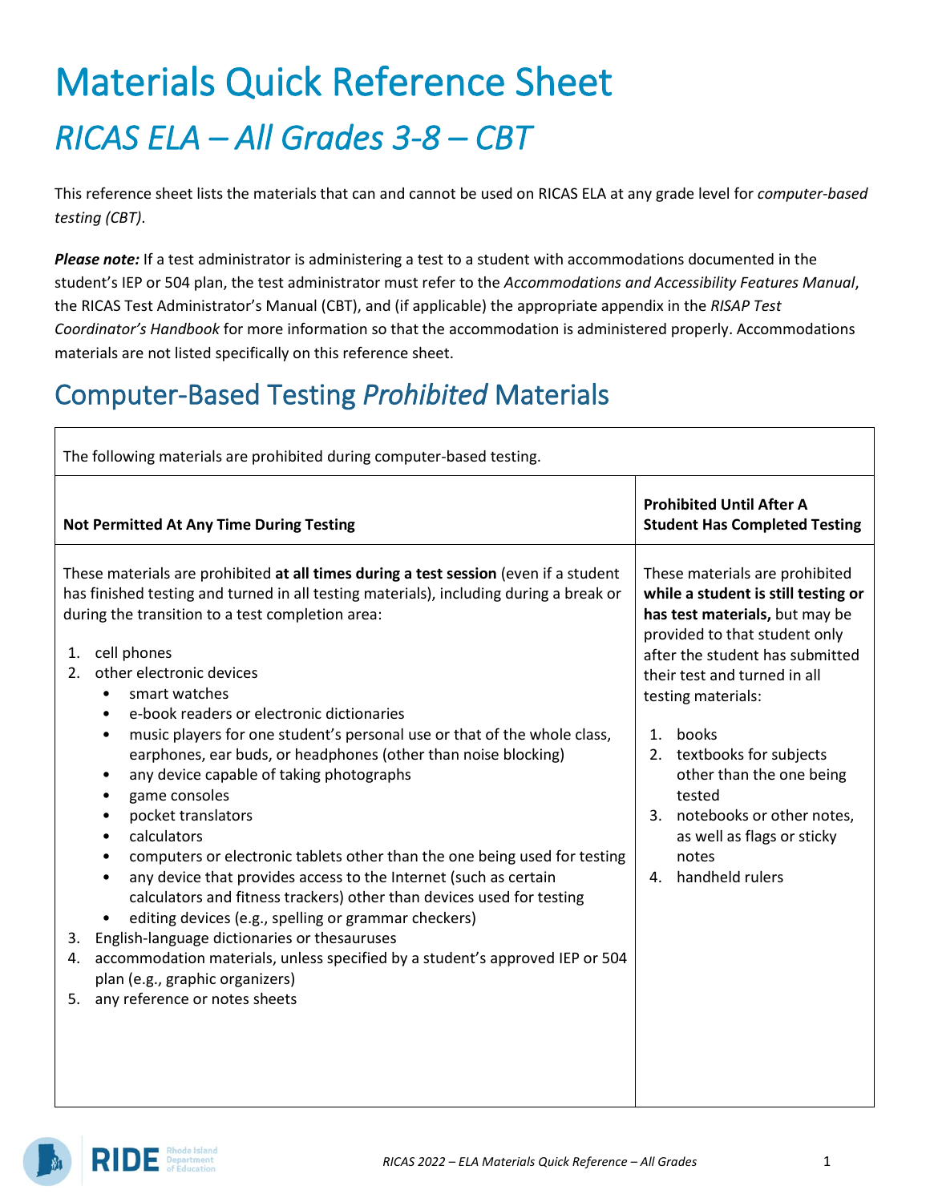# Materials Quick Reference Sheet

## *RICAS ELA – All Grades 3-8 – CBT*

This reference sheet lists the materials that can and cannot be used on RICAS ELA at any grade level for *computer-based testing (CBT)*.

***Please note:*** If a test administrator is administering a test to a student with accommodations documented in the student's IEP or 504 plan, the test administrator must refer to the *Accommodations and Accessibility Features Manual*, the RICAS Test Administrator's Manual (CBT), and (if applicable) the appropriate appendix in the *RISAP Test Coordinator's Handbook* for more information so that the accommodation is administered properly. Accommodations materials are not listed specifically on this reference sheet.

## Computer-Based Testing *Prohibited* Materials

The following materials are prohibited during computer-based testing.

| **Not Permitted At Any Time During Testing** | **Prohibited Until After A Student Has Completed Testing** |
|---|---|
| These materials are prohibited **at all times during a test session** (even if a student has finished testing and turned in all testing materials), including during a break or during the transition to a test completion area:<br><br>1. cell phones<br>2. other electronic devices<br>• smart watches<br>• e-book readers or electronic dictionaries<br>• music players for one student's personal use or that of the whole class, earphones, ear buds, or headphones (other than noise blocking)<br>• any device capable of taking photographs<br>• game consoles<br>• pocket translators<br>• calculators<br>• computers or electronic tablets other than the one being used for testing<br>• any device that provides access to the Internet (such as certain calculators and fitness trackers) other than devices used for testing<br>• editing devices (e.g., spelling or grammar checkers)<br>3. English-language dictionaries or thesauruses<br>4. accommodation materials, unless specified by a student's approved IEP or 504 plan (e.g., graphic organizers)<br>5. any reference or notes sheets | These materials are prohibited **while a student is still testing or has test materials,** but may be provided to that student only after the student has submitted their test and turned in all testing materials:<br><br>1. books<br>2. textbooks for subjects other than the one being tested<br>3. notebooks or other notes, as well as flags or sticky notes<br>4. handheld rulers |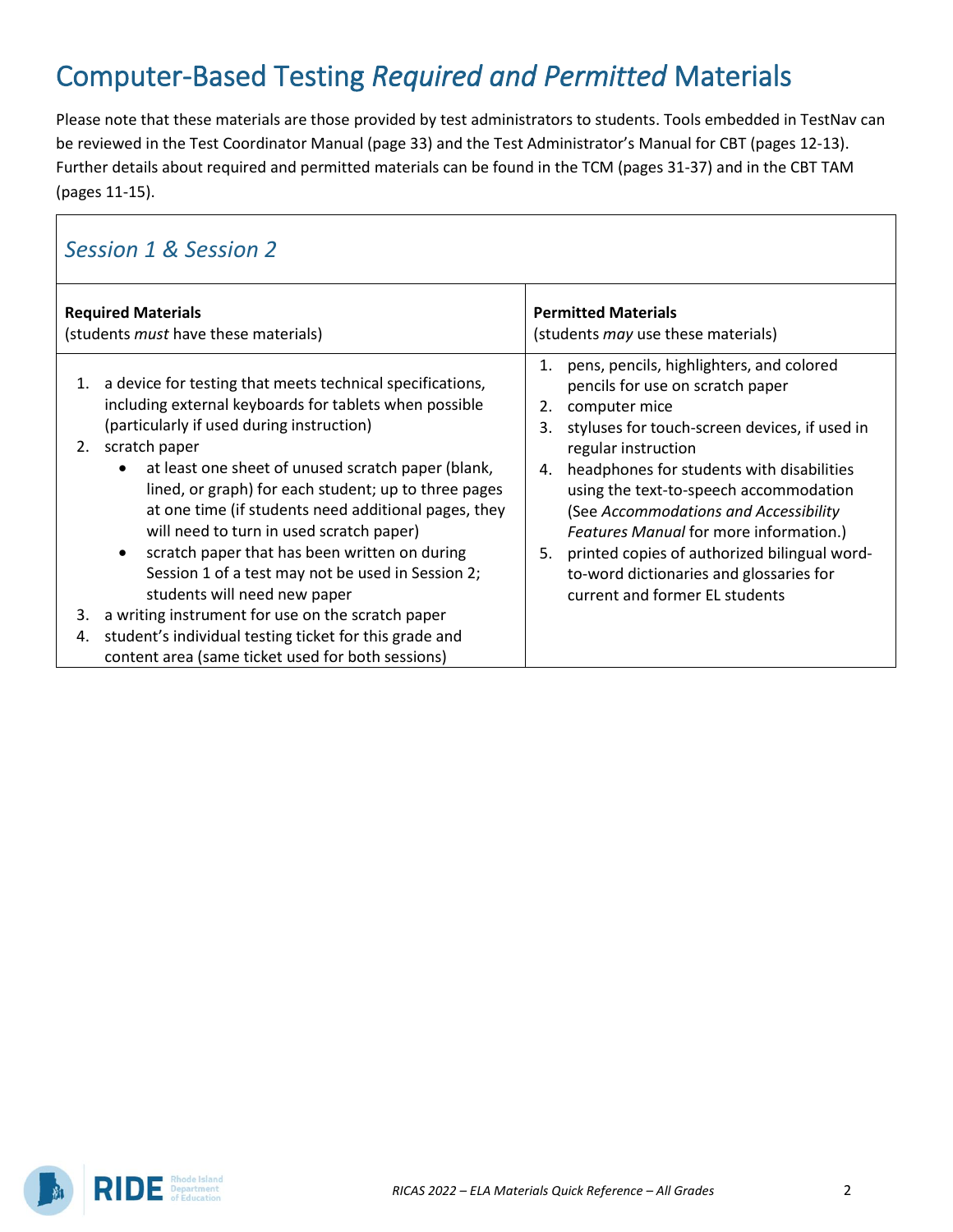# Computer-Based Testing *Required and Permitted* Materials

Please note that these materials are those provided by test administrators to students. Tools embedded in TestNav can be reviewed in the Test Coordinator Manual (page 33) and the Test Administrator's Manual for CBT (pages 12-13). Further details about required and permitted materials can be found in the TCM (pages 31-37) and in the CBT TAM (pages 11-15).

## *Session 1 & Session 2*

| **Required Materials**<br>(students *must* have these materials) | **Permitted Materials**<br>(students *may* use these materials) |
|---|---|
| 1. a device for testing that meets technical specifications, including external keyboards for tablets when possible (particularly if used during instruction)<br>2. scratch paper<br>• at least one sheet of unused scratch paper (blank, lined, or graph) for each student; up to three pages at one time (if students need additional pages, they will need to turn in used scratch paper)<br>• scratch paper that has been written on during Session 1 of a test may not be used in Session 2; students will need new paper<br>3. a writing instrument for use on the scratch paper<br>4. student's individual testing ticket for this grade and content area (same ticket used for both sessions) | 1. pens, pencils, highlighters, and colored pencils for use on scratch paper<br>2. computer mice<br>3. styluses for touch-screen devices, if used in regular instruction<br>4. headphones for students with disabilities using the text-to-speech accommodation (See *Accommodations and Accessibility Features Manual* for more information.)<br>5. printed copies of authorized bilingual word-to-word dictionaries and glossaries for current and former EL students |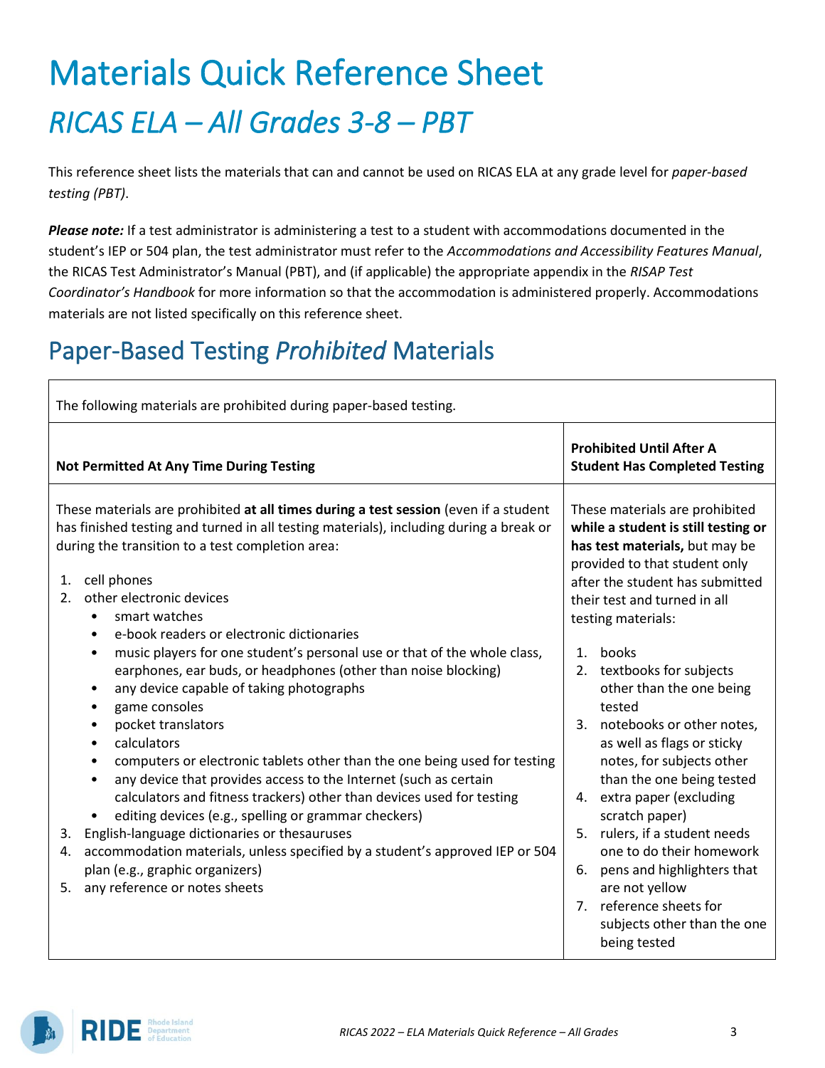# Materials Quick Reference Sheet

## *RICAS ELA – All Grades 3-8 – PBT*

This reference sheet lists the materials that can and cannot be used on RICAS ELA at any grade level for *paper-based testing (PBT)*.

***Please note:*** If a test administrator is administering a test to a student with accommodations documented in the student's IEP or 504 plan, the test administrator must refer to the *Accommodations and Accessibility Features Manual*, the RICAS Test Administrator's Manual (PBT), and (if applicable) the appropriate appendix in the *RISAP Test Coordinator's Handbook* for more information so that the accommodation is administered properly. Accommodations materials are not listed specifically on this reference sheet.

## Paper-Based Testing *Prohibited* Materials

| The following materials are prohibited during paper-based testing. | |
|---|---|
| **Not Permitted At Any Time During Testing** | **Prohibited Until After A Student Has Completed Testing** |
| These materials are prohibited **at all times during a test session** (even if a student has finished testing and turned in all testing materials), including during a break or during the transition to a test completion area:<br><br>1. cell phones<br>2. other electronic devices<br>• smart watches<br>• e-book readers or electronic dictionaries<br>• music players for one student's personal use or that of the whole class, earphones, ear buds, or headphones (other than noise blocking)<br>• any device capable of taking photographs<br>• game consoles<br>• pocket translators<br>• calculators<br>• computers or electronic tablets other than the one being used for testing<br>• any device that provides access to the Internet (such as certain calculators and fitness trackers) other than devices used for testing<br>• editing devices (e.g., spelling or grammar checkers)<br>3. English-language dictionaries or thesauruses<br>4. accommodation materials, unless specified by a student's approved IEP or 504 plan (e.g., graphic organizers)<br>5. any reference or notes sheets | These materials are prohibited **while a student is still testing or has test materials,** but may be provided to that student only after the student has submitted their test and turned in all testing materials:<br><br>1. books<br>2. textbooks for subjects other than the one being tested<br>3. notebooks or other notes, as well as flags or sticky notes, for subjects other than the one being tested<br>4. extra paper (excluding scratch paper)<br>5. rulers, if a student needs one to do their homework<br>6. pens and highlighters that are not yellow<br>7. reference sheets for subjects other than the one being tested |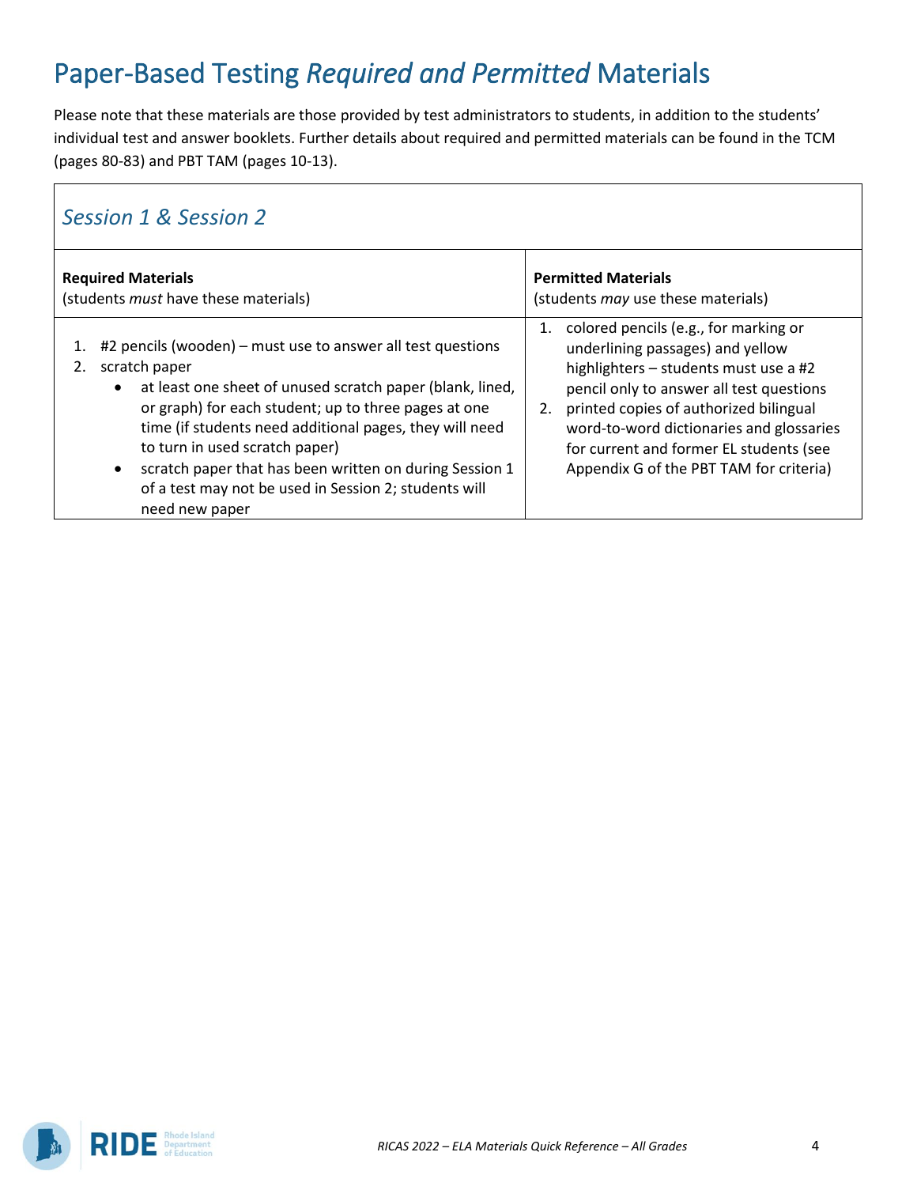# Paper-Based Testing *Required and Permitted* Materials

Please note that these materials are those provided by test administrators to students, in addition to the students' individual test and answer booklets. Further details about required and permitted materials can be found in the TCM (pages 80-83) and PBT TAM (pages 10-13).

## *Session 1 & Session 2*

| **Required Materials**<br>(students *must* have these materials) | **Permitted Materials**<br>(students *may* use these materials) |
|---|---|
| 1. #2 pencils (wooden) – must use to answer all test questions<br>2. scratch paper<br>• at least one sheet of unused scratch paper (blank, lined, or graph) for each student; up to three pages at one time (if students need additional pages, they will need to turn in used scratch paper)<br>• scratch paper that has been written on during Session 1 of a test may not be used in Session 2; students will need new paper | 1. colored pencils (e.g., for marking or underlining passages) and yellow highlighters – students must use a #2 pencil only to answer all test questions<br>2. printed copies of authorized bilingual word-to-word dictionaries and glossaries for current and former EL students (see Appendix G of the PBT TAM for criteria) |